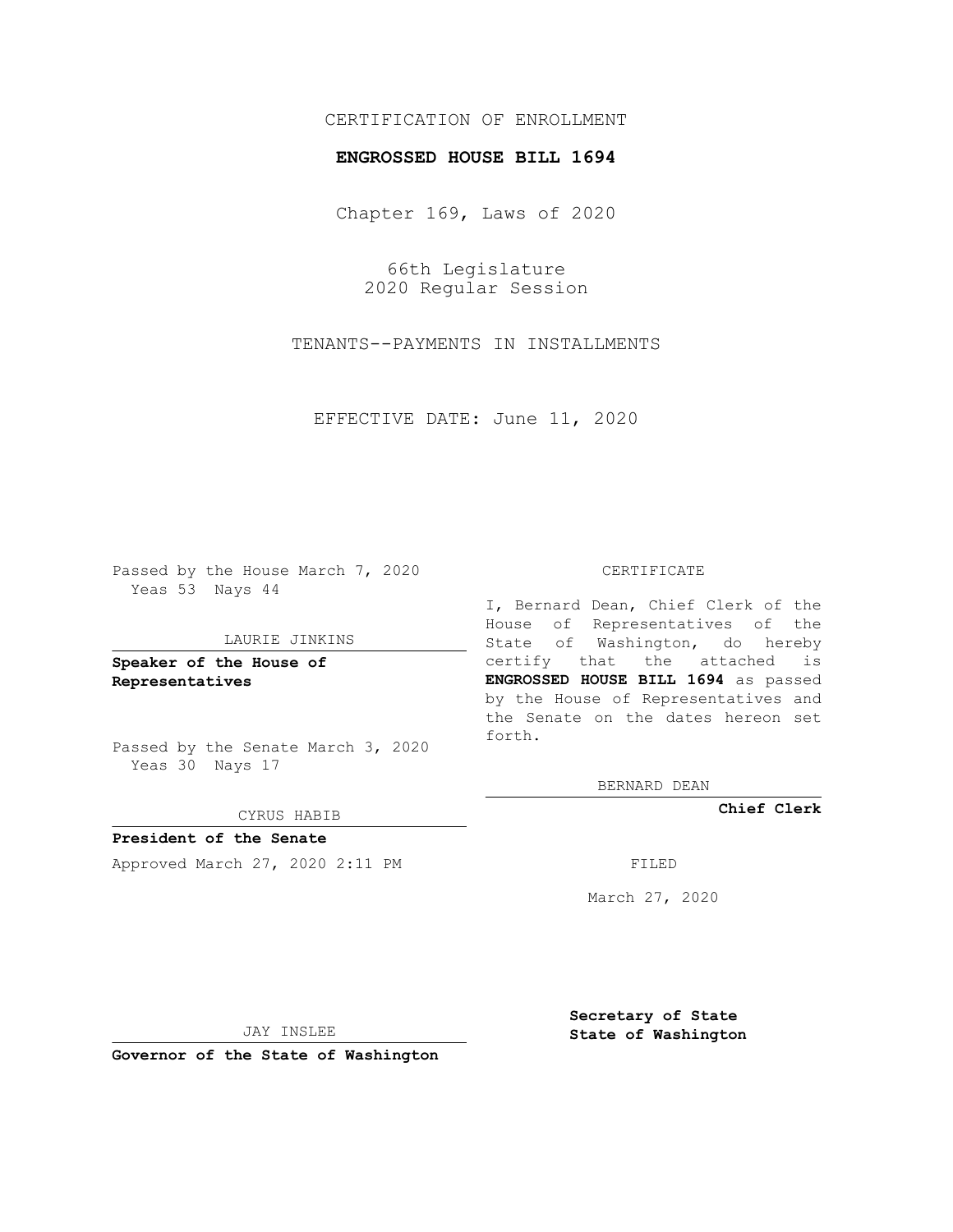CERTIFICATION OF ENROLLMENT

**ENGROSSED HOUSE BILL 1694**

Chapter 169, Laws of 2020

66th Legislature
2020 Regular Session

TENANTS--PAYMENTS IN INSTALLMENTS

EFFECTIVE DATE: June 11, 2020

Passed by the House March 7, 2020
Yeas 53 Nays 44

LAURIE JINKINS

**Speaker of the House of Representatives**

Passed by the Senate March 3, 2020
Yeas 30 Nays 17

CYRUS HABIB

**President of the Senate**

Approved March 27, 2020 2:11 PM

JAY INSLEE

**Governor of the State of Washington**

CERTIFICATE

I, Bernard Dean, Chief Clerk of the House of Representatives of the State of Washington, do hereby certify that the attached is **ENGROSSED HOUSE BILL 1694** as passed by the House of Representatives and the Senate on the dates hereon set forth.

BERNARD DEAN

**Chief Clerk**

FILED

March 27, 2020

**Secretary of State**
**State of Washington**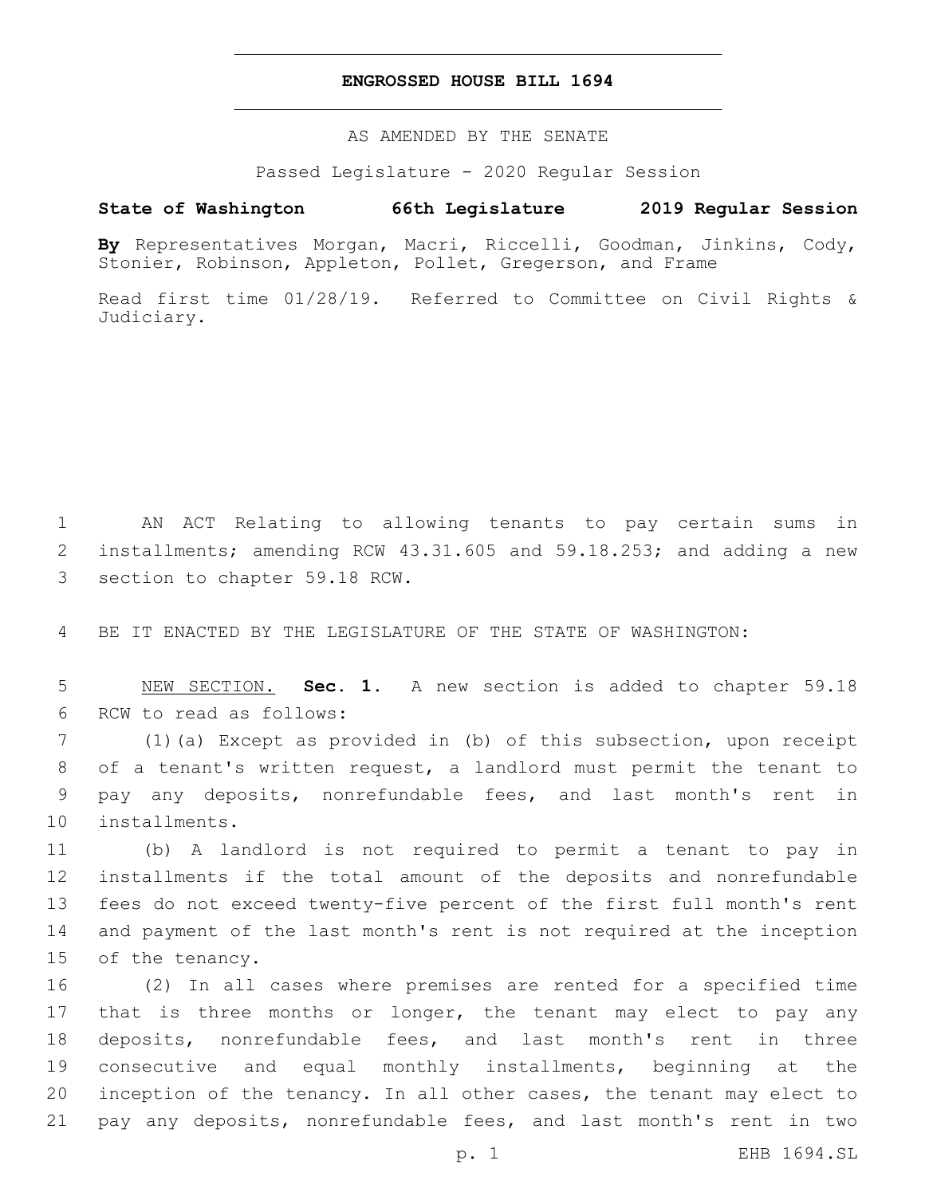# ENGROSSED HOUSE BILL 1694

AS AMENDED BY THE SENATE

Passed Legislature - 2020 Regular Session

**State of Washington 66th Legislature 2019 Regular Session**

**By** Representatives Morgan, Macri, Riccelli, Goodman, Jinkins, Cody, Stonier, Robinson, Appleton, Pollet, Gregerson, and Frame

Read first time 01/28/19. Referred to Committee on Civil Rights & Judiciary.

AN ACT Relating to allowing tenants to pay certain sums in installments; amending RCW 43.31.605 and 59.18.253; and adding a new section to chapter 59.18 RCW.

BE IT ENACTED BY THE LEGISLATURE OF THE STATE OF WASHINGTON:

NEW SECTION. **Sec. 1.** A new section is added to chapter 59.18 RCW to read as follows:

(1)(a) Except as provided in (b) of this subsection, upon receipt of a tenant's written request, a landlord must permit the tenant to pay any deposits, nonrefundable fees, and last month's rent in installments.

(b) A landlord is not required to permit a tenant to pay in installments if the total amount of the deposits and nonrefundable fees do not exceed twenty-five percent of the first full month's rent and payment of the last month's rent is not required at the inception of the tenancy.

(2) In all cases where premises are rented for a specified time that is three months or longer, the tenant may elect to pay any deposits, nonrefundable fees, and last month's rent in three consecutive and equal monthly installments, beginning at the inception of the tenancy. In all other cases, the tenant may elect to pay any deposits, nonrefundable fees, and last month's rent in two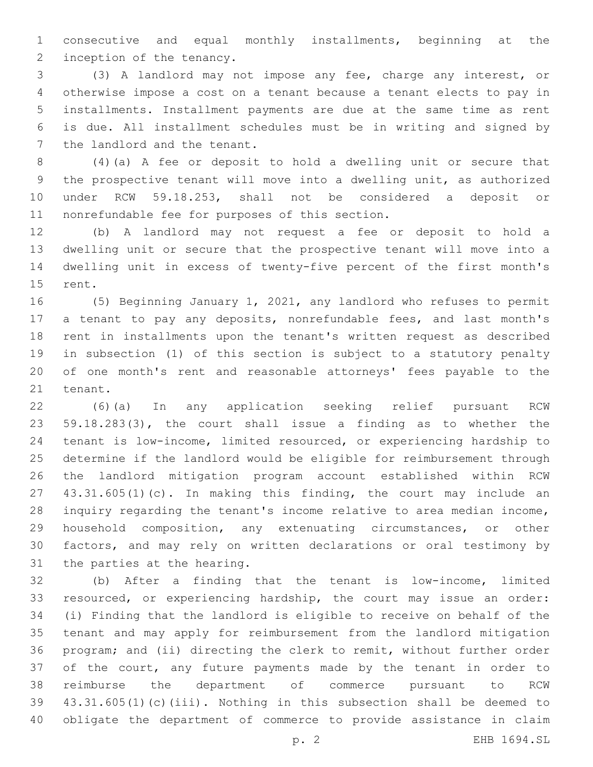consecutive and equal monthly installments, beginning at the inception of the tenancy.

(3) A landlord may not impose any fee, charge any interest, or otherwise impose a cost on a tenant because a tenant elects to pay in installments. Installment payments are due at the same time as rent is due. All installment schedules must be in writing and signed by the landlord and the tenant.

(4)(a) A fee or deposit to hold a dwelling unit or secure that the prospective tenant will move into a dwelling unit, as authorized under RCW 59.18.253, shall not be considered a deposit or nonrefundable fee for purposes of this section.

(b) A landlord may not request a fee or deposit to hold a dwelling unit or secure that the prospective tenant will move into a dwelling unit in excess of twenty-five percent of the first month's rent.

(5) Beginning January 1, 2021, any landlord who refuses to permit a tenant to pay any deposits, nonrefundable fees, and last month's rent in installments upon the tenant's written request as described in subsection (1) of this section is subject to a statutory penalty of one month's rent and reasonable attorneys' fees payable to the tenant.

(6)(a) In any application seeking relief pursuant RCW 59.18.283(3), the court shall issue a finding as to whether the tenant is low-income, limited resourced, or experiencing hardship to determine if the landlord would be eligible for reimbursement through the landlord mitigation program account established within RCW 43.31.605(1)(c). In making this finding, the court may include an inquiry regarding the tenant's income relative to area median income, household composition, any extenuating circumstances, or other factors, and may rely on written declarations or oral testimony by the parties at the hearing.

(b) After a finding that the tenant is low-income, limited resourced, or experiencing hardship, the court may issue an order: (i) Finding that the landlord is eligible to receive on behalf of the tenant and may apply for reimbursement from the landlord mitigation program; and (ii) directing the clerk to remit, without further order of the court, any future payments made by the tenant in order to reimburse the department of commerce pursuant to RCW 43.31.605(1)(c)(iii). Nothing in this subsection shall be deemed to obligate the department of commerce to provide assistance in claim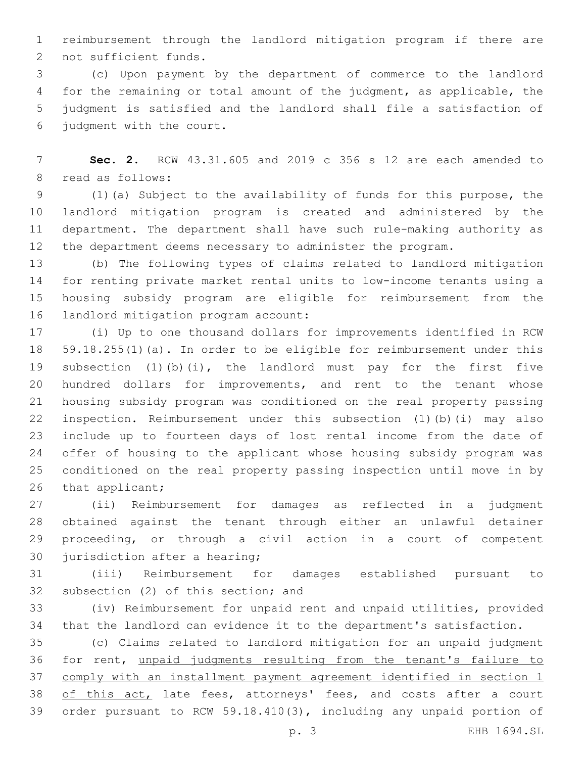reimbursement through the landlord mitigation program if there are not sufficient funds.

(c) Upon payment by the department of commerce to the landlord for the remaining or total amount of the judgment, as applicable, the judgment is satisfied and the landlord shall file a satisfaction of judgment with the court.

**Sec. 2.** RCW 43.31.605 and 2019 c 356 s 12 are each amended to read as follows:

(1)(a) Subject to the availability of funds for this purpose, the landlord mitigation program is created and administered by the department. The department shall have such rule-making authority as the department deems necessary to administer the program.

(b) The following types of claims related to landlord mitigation for renting private market rental units to low-income tenants using a housing subsidy program are eligible for reimbursement from the landlord mitigation program account:

(i) Up to one thousand dollars for improvements identified in RCW 59.18.255(1)(a). In order to be eligible for reimbursement under this subsection (1)(b)(i), the landlord must pay for the first five hundred dollars for improvements, and rent to the tenant whose housing subsidy program was conditioned on the real property passing inspection. Reimbursement under this subsection (1)(b)(i) may also include up to fourteen days of lost rental income from the date of offer of housing to the applicant whose housing subsidy program was conditioned on the real property passing inspection until move in by that applicant;

(ii) Reimbursement for damages as reflected in a judgment obtained against the tenant through either an unlawful detainer proceeding, or through a civil action in a court of competent jurisdiction after a hearing;

(iii) Reimbursement for damages established pursuant to subsection (2) of this section; and

(iv) Reimbursement for unpaid rent and unpaid utilities, provided that the landlord can evidence it to the department's satisfaction.

(c) Claims related to landlord mitigation for an unpaid judgment for rent, <u>unpaid judgments resulting from the tenant's failure to comply with an installment payment agreement identified in section 1 of this act,</u> late fees, attorneys' fees, and costs after a court order pursuant to RCW 59.18.410(3), including any unpaid portion of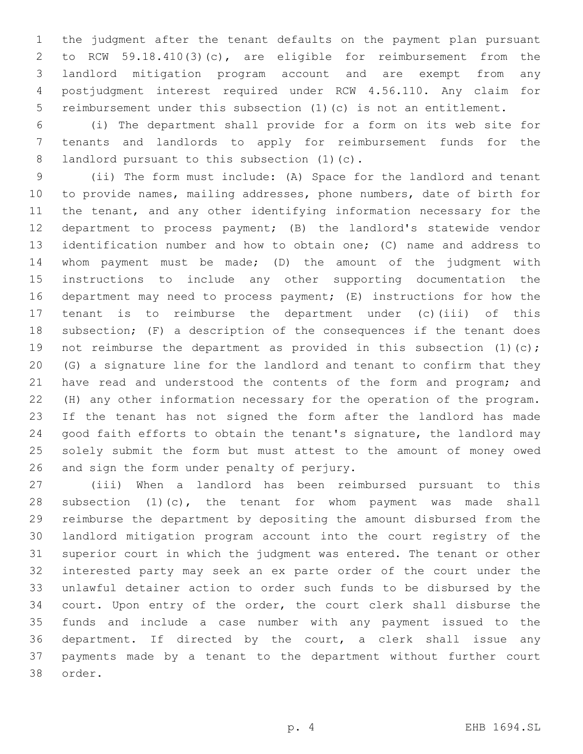the judgment after the tenant defaults on the payment plan pursuant to RCW 59.18.410(3)(c), are eligible for reimbursement from the landlord mitigation program account and are exempt from any postjudgment interest required under RCW 4.56.110. Any claim for reimbursement under this subsection (1)(c) is not an entitlement.

(i) The department shall provide for a form on its web site for tenants and landlords to apply for reimbursement funds for the landlord pursuant to this subsection (1)(c).

(ii) The form must include: (A) Space for the landlord and tenant to provide names, mailing addresses, phone numbers, date of birth for the tenant, and any other identifying information necessary for the department to process payment; (B) the landlord's statewide vendor identification number and how to obtain one; (C) name and address to whom payment must be made; (D) the amount of the judgment with instructions to include any other supporting documentation the department may need to process payment; (E) instructions for how the tenant is to reimburse the department under (c)(iii) of this subsection; (F) a description of the consequences if the tenant does not reimburse the department as provided in this subsection (1)(c); (G) a signature line for the landlord and tenant to confirm that they have read and understood the contents of the form and program; and (H) any other information necessary for the operation of the program. If the tenant has not signed the form after the landlord has made good faith efforts to obtain the tenant's signature, the landlord may solely submit the form but must attest to the amount of money owed and sign the form under penalty of perjury.

(iii) When a landlord has been reimbursed pursuant to this subsection (1)(c), the tenant for whom payment was made shall reimburse the department by depositing the amount disbursed from the landlord mitigation program account into the court registry of the superior court in which the judgment was entered. The tenant or other interested party may seek an ex parte order of the court under the unlawful detainer action to order such funds to be disbursed by the court. Upon entry of the order, the court clerk shall disburse the funds and include a case number with any payment issued to the department. If directed by the court, a clerk shall issue any payments made by a tenant to the department without further court order.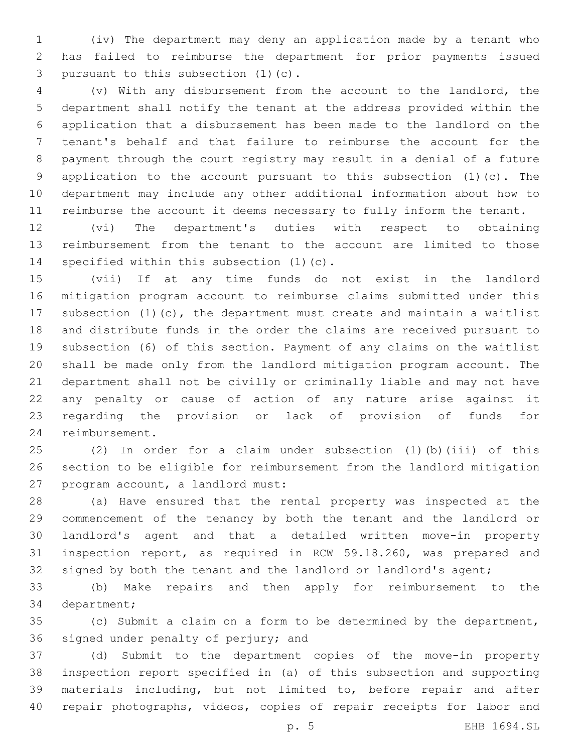(iv) The department may deny an application made by a tenant who has failed to reimburse the department for prior payments issued pursuant to this subsection (1)(c).

(v) With any disbursement from the account to the landlord, the department shall notify the tenant at the address provided within the application that a disbursement has been made to the landlord on the tenant's behalf and that failure to reimburse the account for the payment through the court registry may result in a denial of a future application to the account pursuant to this subsection (1)(c). The department may include any other additional information about how to reimburse the account it deems necessary to fully inform the tenant.

(vi) The department's duties with respect to obtaining reimbursement from the tenant to the account are limited to those specified within this subsection (1)(c).

(vii) If at any time funds do not exist in the landlord mitigation program account to reimburse claims submitted under this subsection (1)(c), the department must create and maintain a waitlist and distribute funds in the order the claims are received pursuant to subsection (6) of this section. Payment of any claims on the waitlist shall be made only from the landlord mitigation program account. The department shall not be civilly or criminally liable and may not have any penalty or cause of action of any nature arise against it regarding the provision or lack of provision of funds for reimbursement.

(2) In order for a claim under subsection (1)(b)(iii) of this section to be eligible for reimbursement from the landlord mitigation program account, a landlord must:

(a) Have ensured that the rental property was inspected at the commencement of the tenancy by both the tenant and the landlord or landlord's agent and that a detailed written move-in property inspection report, as required in RCW 59.18.260, was prepared and signed by both the tenant and the landlord or landlord's agent;

(b) Make repairs and then apply for reimbursement to the department;

(c) Submit a claim on a form to be determined by the department, signed under penalty of perjury; and

(d) Submit to the department copies of the move-in property inspection report specified in (a) of this subsection and supporting materials including, but not limited to, before repair and after repair photographs, videos, copies of repair receipts for labor and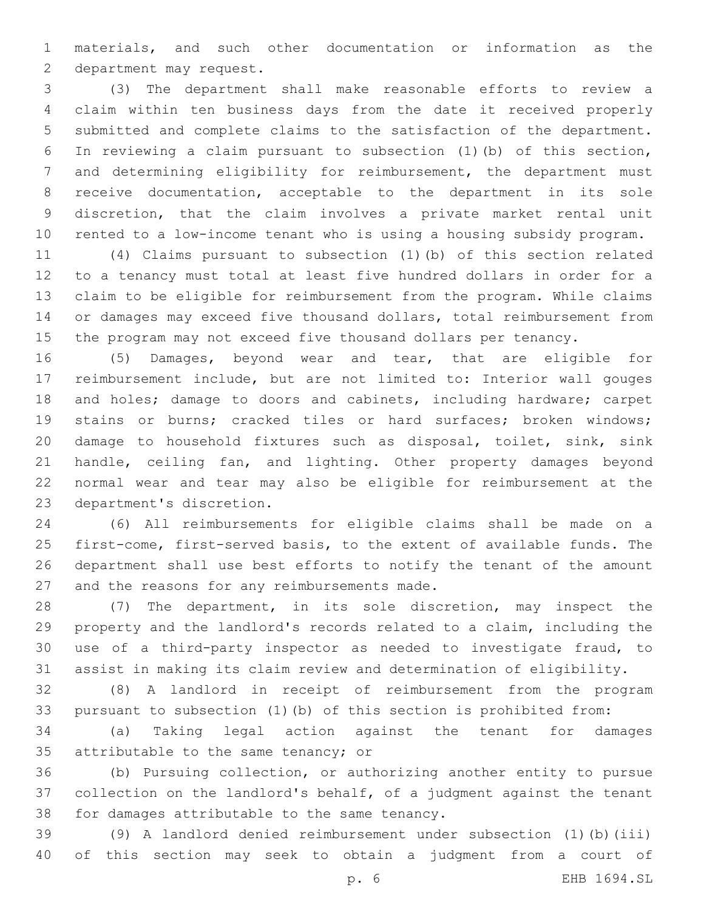materials, and such other documentation or information as the department may request.

(3) The department shall make reasonable efforts to review a claim within ten business days from the date it received properly submitted and complete claims to the satisfaction of the department. In reviewing a claim pursuant to subsection (1)(b) of this section, and determining eligibility for reimbursement, the department must receive documentation, acceptable to the department in its sole discretion, that the claim involves a private market rental unit rented to a low-income tenant who is using a housing subsidy program.

(4) Claims pursuant to subsection (1)(b) of this section related to a tenancy must total at least five hundred dollars in order for a claim to be eligible for reimbursement from the program. While claims or damages may exceed five thousand dollars, total reimbursement from the program may not exceed five thousand dollars per tenancy.

(5) Damages, beyond wear and tear, that are eligible for reimbursement include, but are not limited to: Interior wall gouges and holes; damage to doors and cabinets, including hardware; carpet stains or burns; cracked tiles or hard surfaces; broken windows; damage to household fixtures such as disposal, toilet, sink, sink handle, ceiling fan, and lighting. Other property damages beyond normal wear and tear may also be eligible for reimbursement at the department's discretion.

(6) All reimbursements for eligible claims shall be made on a first-come, first-served basis, to the extent of available funds. The department shall use best efforts to notify the tenant of the amount and the reasons for any reimbursements made.

(7) The department, in its sole discretion, may inspect the property and the landlord's records related to a claim, including the use of a third-party inspector as needed to investigate fraud, to assist in making its claim review and determination of eligibility.

(8) A landlord in receipt of reimbursement from the program pursuant to subsection (1)(b) of this section is prohibited from:

(a) Taking legal action against the tenant for damages attributable to the same tenancy; or

(b) Pursuing collection, or authorizing another entity to pursue collection on the landlord's behalf, of a judgment against the tenant for damages attributable to the same tenancy.

(9) A landlord denied reimbursement under subsection (1)(b)(iii) of this section may seek to obtain a judgment from a court of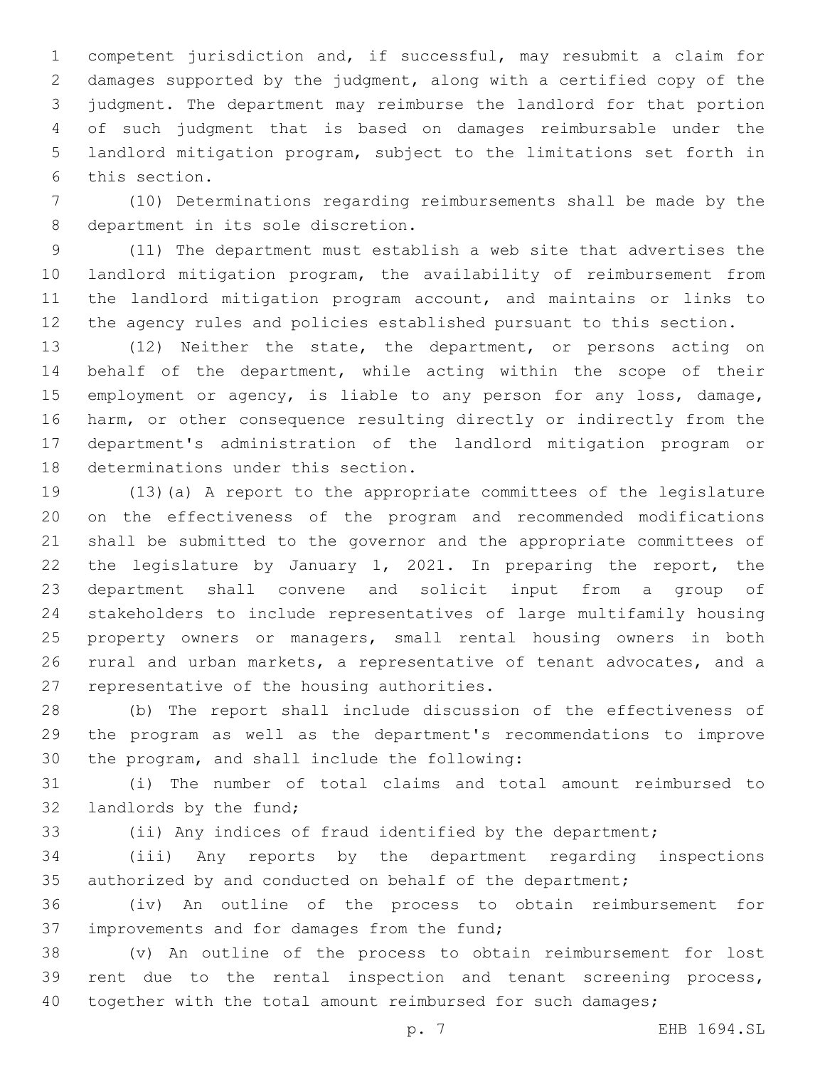competent jurisdiction and, if successful, may resubmit a claim for damages supported by the judgment, along with a certified copy of the judgment. The department may reimburse the landlord for that portion of such judgment that is based on damages reimbursable under the landlord mitigation program, subject to the limitations set forth in this section.

(10) Determinations regarding reimbursements shall be made by the department in its sole discretion.

(11) The department must establish a web site that advertises the landlord mitigation program, the availability of reimbursement from the landlord mitigation program account, and maintains or links to the agency rules and policies established pursuant to this section.

(12) Neither the state, the department, or persons acting on behalf of the department, while acting within the scope of their employment or agency, is liable to any person for any loss, damage, harm, or other consequence resulting directly or indirectly from the department's administration of the landlord mitigation program or determinations under this section.

(13)(a) A report to the appropriate committees of the legislature on the effectiveness of the program and recommended modifications shall be submitted to the governor and the appropriate committees of the legislature by January 1, 2021. In preparing the report, the department shall convene and solicit input from a group of stakeholders to include representatives of large multifamily housing property owners or managers, small rental housing owners in both rural and urban markets, a representative of tenant advocates, and a representative of the housing authorities.

(b) The report shall include discussion of the effectiveness of the program as well as the department's recommendations to improve the program, and shall include the following:

(i) The number of total claims and total amount reimbursed to landlords by the fund;

(ii) Any indices of fraud identified by the department;

(iii) Any reports by the department regarding inspections authorized by and conducted on behalf of the department;

(iv) An outline of the process to obtain reimbursement for improvements and for damages from the fund;

(v) An outline of the process to obtain reimbursement for lost rent due to the rental inspection and tenant screening process, together with the total amount reimbursed for such damages;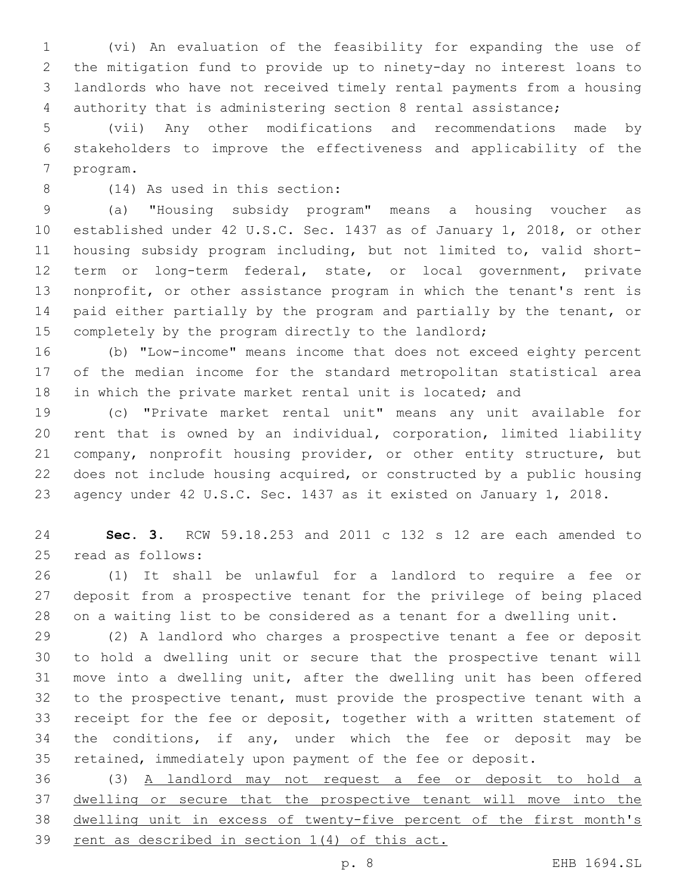(vi) An evaluation of the feasibility for expanding the use of the mitigation fund to provide up to ninety-day no interest loans to landlords who have not received timely rental payments from a housing authority that is administering section 8 rental assistance;

(vii) Any other modifications and recommendations made by stakeholders to improve the effectiveness and applicability of the program.

(14) As used in this section:

(a) "Housing subsidy program" means a housing voucher as established under 42 U.S.C. Sec. 1437 as of January 1, 2018, or other housing subsidy program including, but not limited to, valid short-term or long-term federal, state, or local government, private nonprofit, or other assistance program in which the tenant's rent is paid either partially by the program and partially by the tenant, or completely by the program directly to the landlord;

(b) "Low-income" means income that does not exceed eighty percent of the median income for the standard metropolitan statistical area in which the private market rental unit is located; and

(c) "Private market rental unit" means any unit available for rent that is owned by an individual, corporation, limited liability company, nonprofit housing provider, or other entity structure, but does not include housing acquired, or constructed by a public housing agency under 42 U.S.C. Sec. 1437 as it existed on January 1, 2018.

**Sec. 3.** RCW 59.18.253 and 2011 c 132 s 12 are each amended to read as follows:

(1) It shall be unlawful for a landlord to require a fee or deposit from a prospective tenant for the privilege of being placed on a waiting list to be considered as a tenant for a dwelling unit.

(2) A landlord who charges a prospective tenant a fee or deposit to hold a dwelling unit or secure that the prospective tenant will move into a dwelling unit, after the dwelling unit has been offered to the prospective tenant, must provide the prospective tenant with a receipt for the fee or deposit, together with a written statement of the conditions, if any, under which the fee or deposit may be retained, immediately upon payment of the fee or deposit.

(3) <u>A landlord may not request a fee or deposit to hold a dwelling or secure that the prospective tenant will move into the dwelling unit in excess of twenty-five percent of the first month's rent as described in section 1(4) of this act.</u>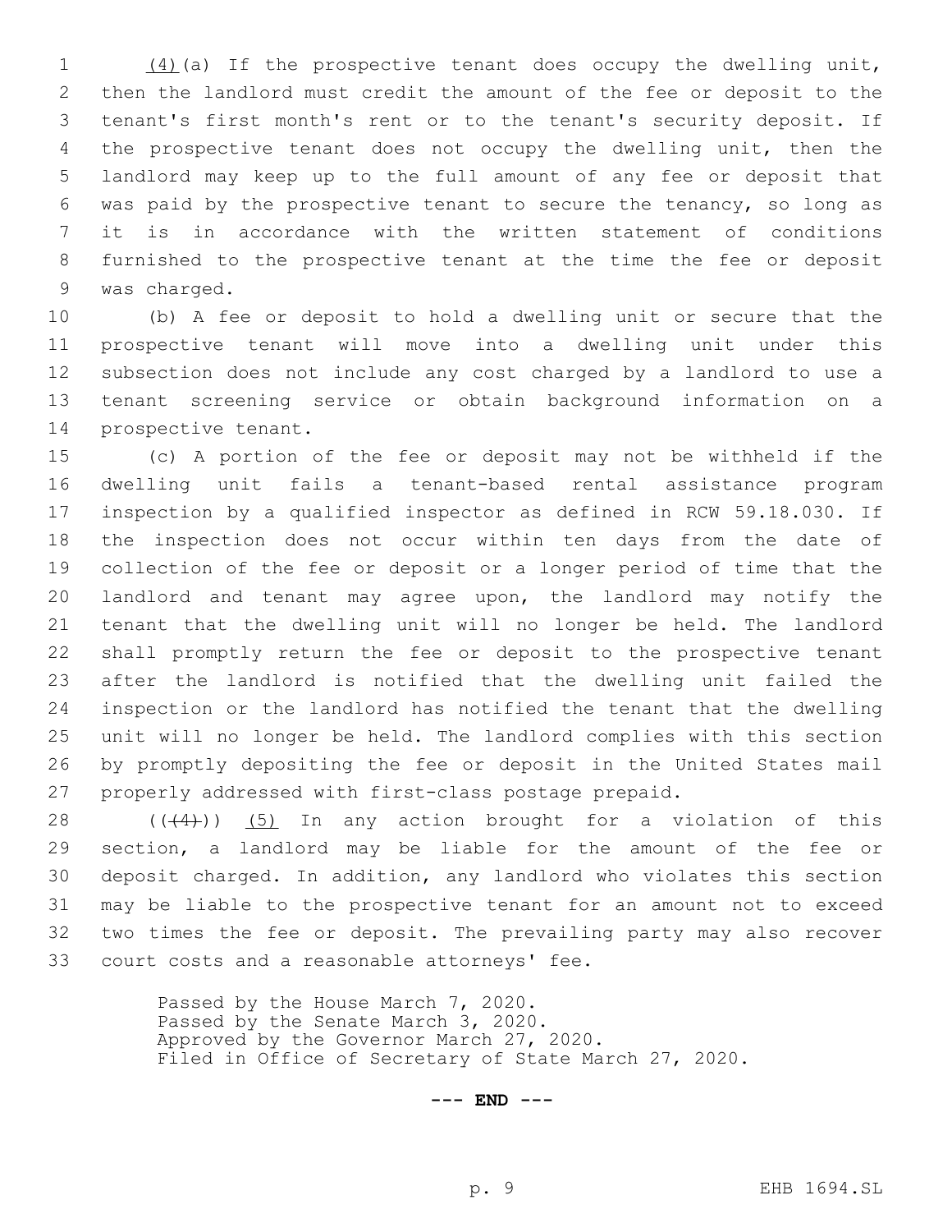(4)(a) If the prospective tenant does occupy the dwelling unit, then the landlord must credit the amount of the fee or deposit to the tenant's first month's rent or to the tenant's security deposit. If the prospective tenant does not occupy the dwelling unit, then the landlord may keep up to the full amount of any fee or deposit that was paid by the prospective tenant to secure the tenancy, so long as it is in accordance with the written statement of conditions furnished to the prospective tenant at the time the fee or deposit was charged.

(b) A fee or deposit to hold a dwelling unit or secure that the prospective tenant will move into a dwelling unit under this subsection does not include any cost charged by a landlord to use a tenant screening service or obtain background information on a prospective tenant.

(c) A portion of the fee or deposit may not be withheld if the dwelling unit fails a tenant-based rental assistance program inspection by a qualified inspector as defined in RCW 59.18.030. If the inspection does not occur within ten days from the date of collection of the fee or deposit or a longer period of time that the landlord and tenant may agree upon, the landlord may notify the tenant that the dwelling unit will no longer be held. The landlord shall promptly return the fee or deposit to the prospective tenant after the landlord is notified that the dwelling unit failed the inspection or the landlord has notified the tenant that the dwelling unit will no longer be held. The landlord complies with this section by promptly depositing the fee or deposit in the United States mail properly addressed with first-class postage prepaid.

(((4))) (5) In any action brought for a violation of this section, a landlord may be liable for the amount of the fee or deposit charged. In addition, any landlord who violates this section may be liable to the prospective tenant for an amount not to exceed two times the fee or deposit. The prevailing party may also recover court costs and a reasonable attorneys' fee.

Passed by the House March 7, 2020.
Passed by the Senate March 3, 2020.
Approved by the Governor March 27, 2020.
Filed in Office of Secretary of State March 27, 2020.

**--- END ---**